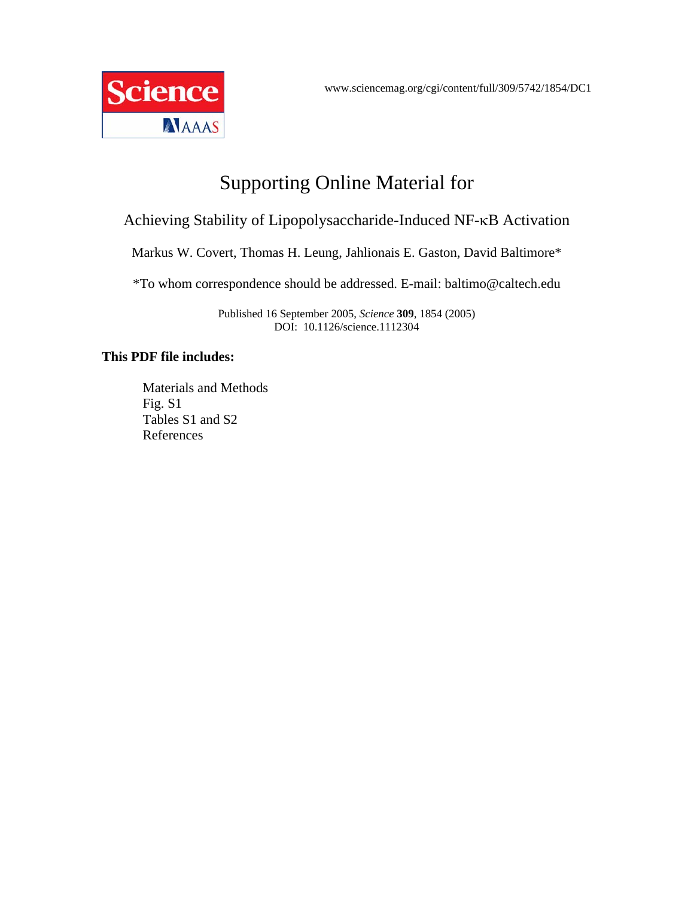Science AAAS

www.sciencemag.org/cgi/content/full/309/5742/1854/DC1

# Supporting Online Material for

## Achieving Stability of Lipopolysaccharide-Induced NF-κB Activation

Markus W. Covert, Thomas H. Leung, Jahlionais E. Gaston, David Baltimore*

*To whom correspondence should be addressed. E-mail: baltimo@caltech.edu

Published 16 September 2005, *Science* **309**, 1854 (2005)
DOI: 10.1126/science.1112304

**This PDF file includes:**

Materials and Methods
Fig. S1
Tables S1 and S2
References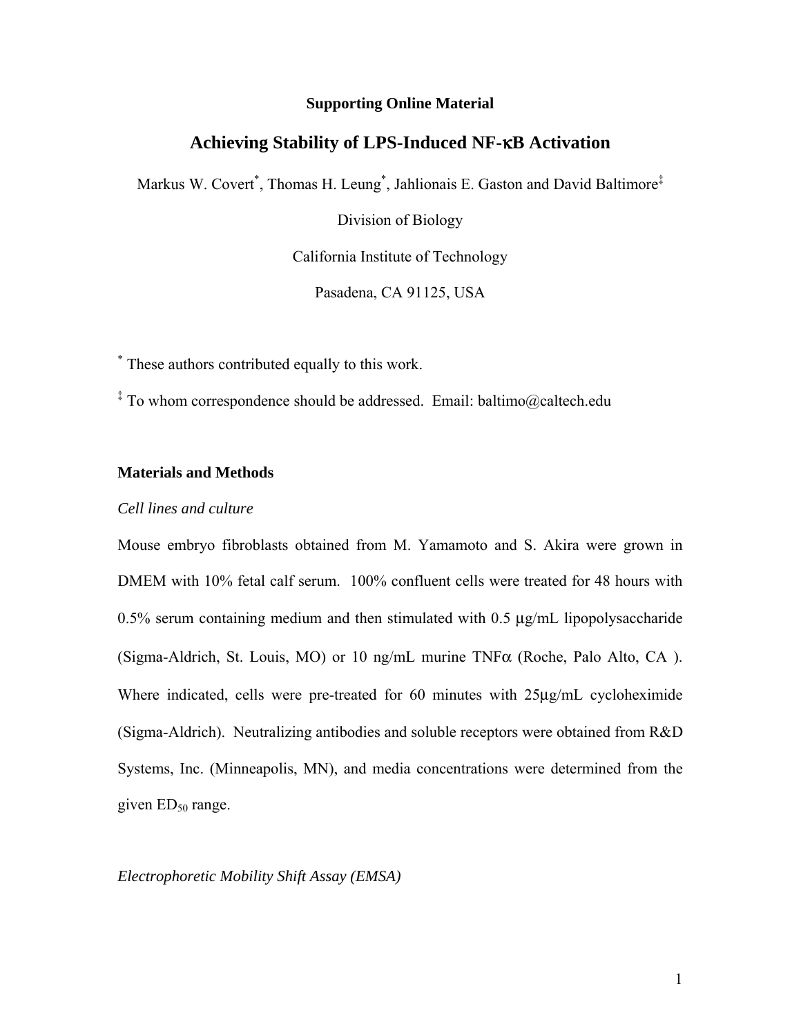**Supporting Online Material**

# Achieving Stability of LPS-Induced NF-κB Activation

Markus W. Covert*, Thomas H. Leung*, Jahlionais E. Gaston and David Baltimore‡

Division of Biology

California Institute of Technology

Pasadena, CA 91125, USA

* These authors contributed equally to this work.

‡ To whom correspondence should be addressed. Email: baltimo@caltech.edu

## Materials and Methods

### *Cell lines and culture*

Mouse embryo fibroblasts obtained from M. Yamamoto and S. Akira were grown in DMEM with 10% fetal calf serum. 100% confluent cells were treated for 48 hours with 0.5% serum containing medium and then stimulated with 0.5 μg/mL lipopolysaccharide (Sigma-Aldrich, St. Louis, MO) or 10 ng/mL murine TNFα (Roche, Palo Alto, CA ). Where indicated, cells were pre-treated for 60 minutes with 25μg/mL cycloheximide (Sigma-Aldrich). Neutralizing antibodies and soluble receptors were obtained from R&D Systems, Inc. (Minneapolis, MN), and media concentrations were determined from the given $ED_{50}$ range.

### *Electrophoretic Mobility Shift Assay (EMSA)*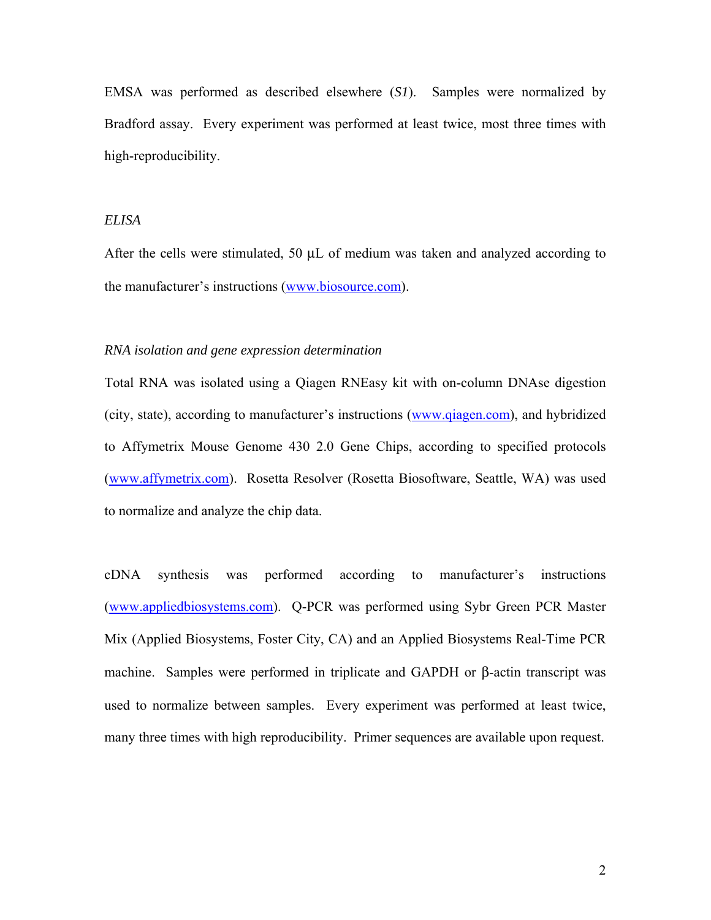EMSA was performed as described elsewhere (*S1*). Samples were normalized by Bradford assay. Every experiment was performed at least twice, most three times with high-reproducibility.

### *ELISA*

After the cells were stimulated, 50 μL of medium was taken and analyzed according to the manufacturer's instructions (www.biosource.com).

### *RNA isolation and gene expression determination*

Total RNA was isolated using a Qiagen RNEasy kit with on-column DNAse digestion (city, state), according to manufacturer's instructions (www.qiagen.com), and hybridized to Affymetrix Mouse Genome 430 2.0 Gene Chips, according to specified protocols (www.affymetrix.com). Rosetta Resolver (Rosetta Biosoftware, Seattle, WA) was used to normalize and analyze the chip data.

cDNA synthesis was performed according to manufacturer's instructions (www.appliedbiosystems.com). Q-PCR was performed using Sybr Green PCR Master Mix (Applied Biosystems, Foster City, CA) and an Applied Biosystems Real-Time PCR machine. Samples were performed in triplicate and GAPDH or β-actin transcript was used to normalize between samples. Every experiment was performed at least twice, many three times with high reproducibility. Primer sequences are available upon request.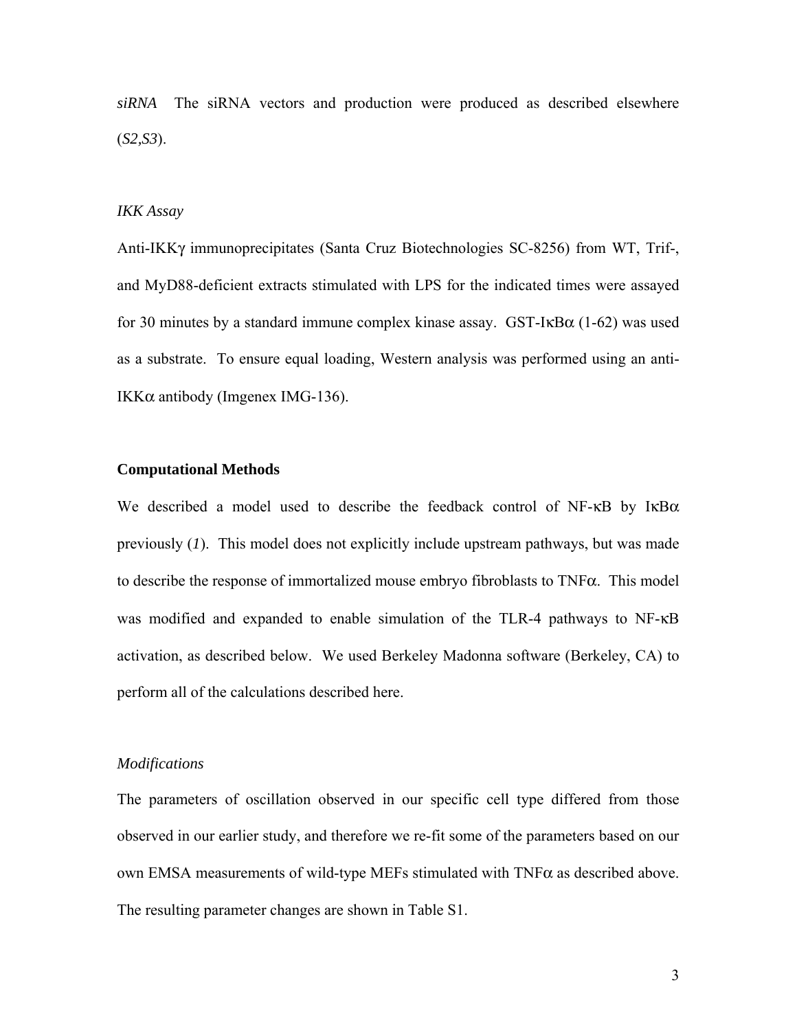*siRNA* The siRNA vectors and production were produced as described elsewhere (*S2*,*S3*).

*IKK Assay*

Anti-IKKγ immunoprecipitates (Santa Cruz Biotechnologies SC-8256) from WT, Trif-, and MyD88-deficient extracts stimulated with LPS for the indicated times were assayed for 30 minutes by a standard immune complex kinase assay. GST-IκBα (1-62) was used as a substrate. To ensure equal loading, Western analysis was performed using an anti-IKKα antibody (Imgenex IMG-136).

**Computational Methods**

We described a model used to describe the feedback control of NF-κB by IκBα previously (*1*). This model does not explicitly include upstream pathways, but was made to describe the response of immortalized mouse embryo fibroblasts to TNFα. This model was modified and expanded to enable simulation of the TLR-4 pathways to NF-κB activation, as described below. We used Berkeley Madonna software (Berkeley, CA) to perform all of the calculations described here.

*Modifications*

The parameters of oscillation observed in our specific cell type differed from those observed in our earlier study, and therefore we re-fit some of the parameters based on our own EMSA measurements of wild-type MEFs stimulated with TNFα as described above. The resulting parameter changes are shown in Table S1.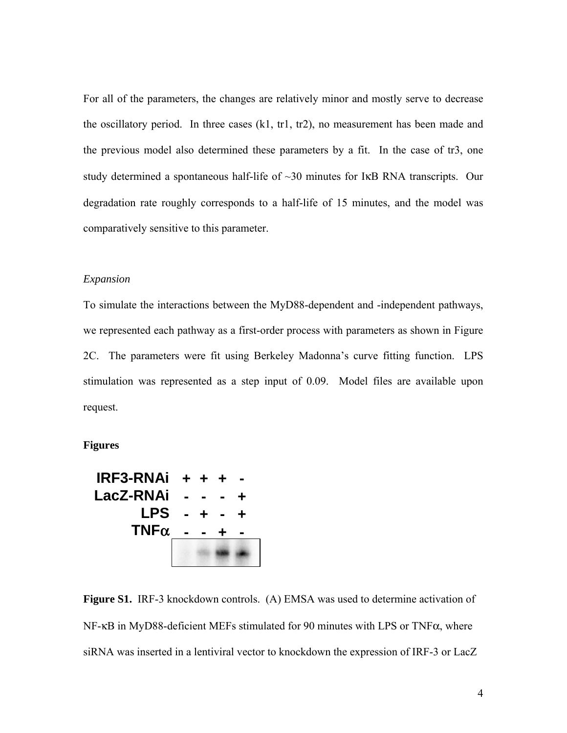For all of the parameters, the changes are relatively minor and mostly serve to decrease the oscillatory period. In three cases (k1, tr1, tr2), no measurement has been made and the previous model also determined these parameters by a fit. In the case of tr3, one study determined a spontaneous half-life of ~30 minutes for IκB RNA transcripts. Our degradation rate roughly corresponds to a half-life of 15 minutes, and the model was comparatively sensitive to this parameter.

*Expansion*

To simulate the interactions between the MyD88-dependent and -independent pathways, we represented each pathway as a first-order process with parameters as shown in Figure 2C. The parameters were fit using Berkeley Madonna's curve fitting function. LPS stimulation was represented as a step input of 0.09. Model files are available upon request.

**Figures**

| | | | | |
|---|---|---|---|---|
| IRF3-RNAi | + | + | + | - |
| LacZ-RNAi | - | - | - | + |
| LPS | - | + | - | + |
| TNFα | - | - | + | - |

**Figure S1.** IRF-3 knockdown controls. (A) EMSA was used to determine activation of NF-κB in MyD88-deficient MEFs stimulated for 90 minutes with LPS or TNFα, where siRNA was inserted in a lentiviral vector to knockdown the expression of IRF-3 or LacZ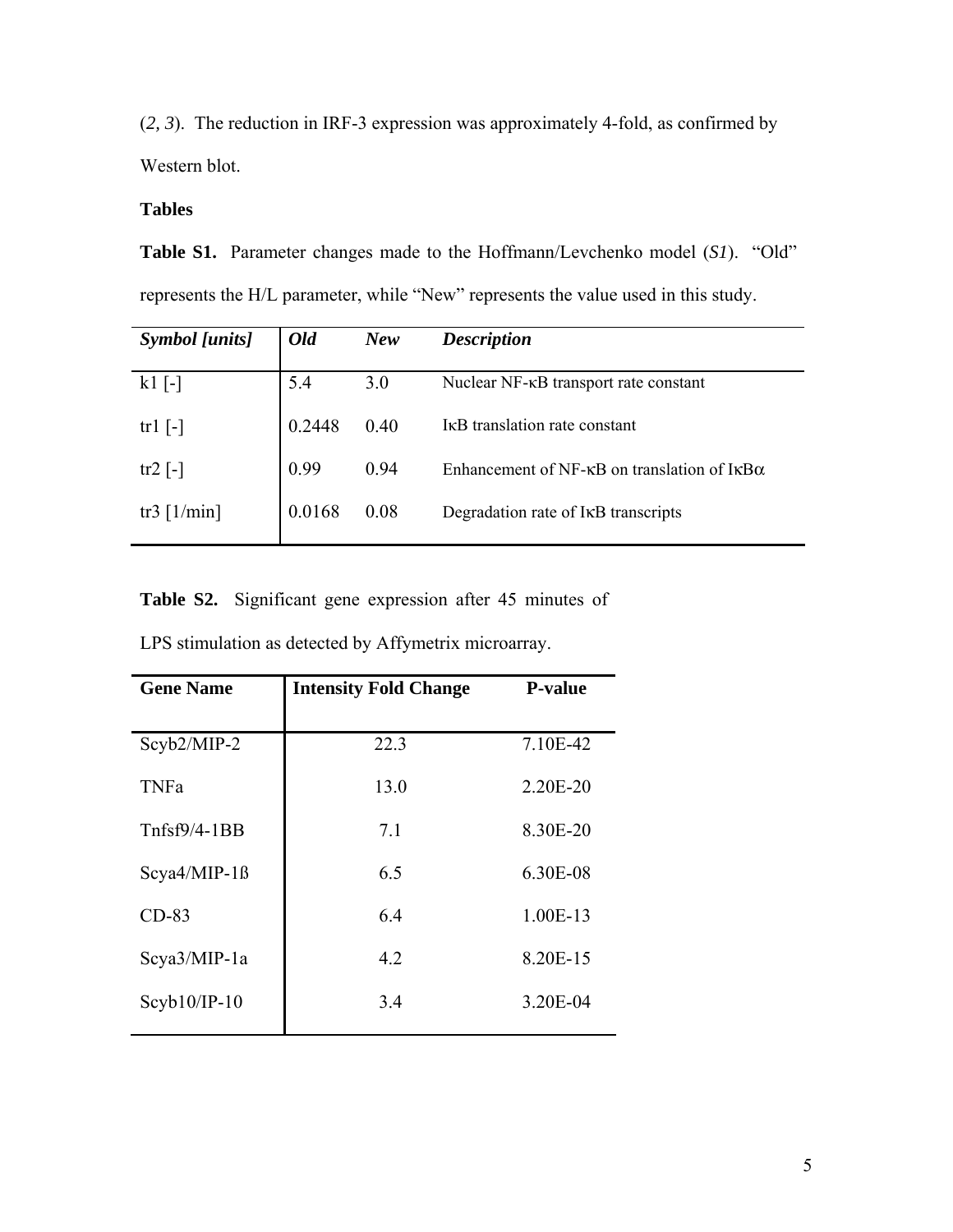(*2, 3*). The reduction in IRF-3 expression was approximately 4-fold, as confirmed by Western blot.

**Tables**

**Table S1.** Parameter changes made to the Hoffmann/Levchenko model (*S1*). "Old" represents the H/L parameter, while "New" represents the value used in this study.

| *Symbol [units]* | *Old* | *New* | *Description* |
|---|---|---|---|
| k1 [-] | 5.4 | 3.0 | Nuclear NF-κB transport rate constant |
| tr1 [-] | 0.2448 | 0.40 | IκB translation rate constant |
| tr2 [-] | 0.99 | 0.94 | Enhancement of NF-κB on translation of IκBα |
| tr3 [1/min] | 0.0168 | 0.08 | Degradation rate of IκB transcripts |

**Table S2.** Significant gene expression after 45 minutes of LPS stimulation as detected by Affymetrix microarray.

| **Gene Name** | **Intensity Fold Change** | **P-value** |
|---|---|---|
| Scyb2/MIP-2 | 22.3 | 7.10E-42 |
| TNFa | 13.0 | 2.20E-20 |
| Tnfsf9/4-1BB | 7.1 | 8.30E-20 |
| Scya4/MIP-1ß | 6.5 | 6.30E-08 |
| CD-83 | 6.4 | 1.00E-13 |
| Scya3/MIP-1a | 4.2 | 8.20E-15 |
| Scyb10/IP-10 | 3.4 | 3.20E-04 |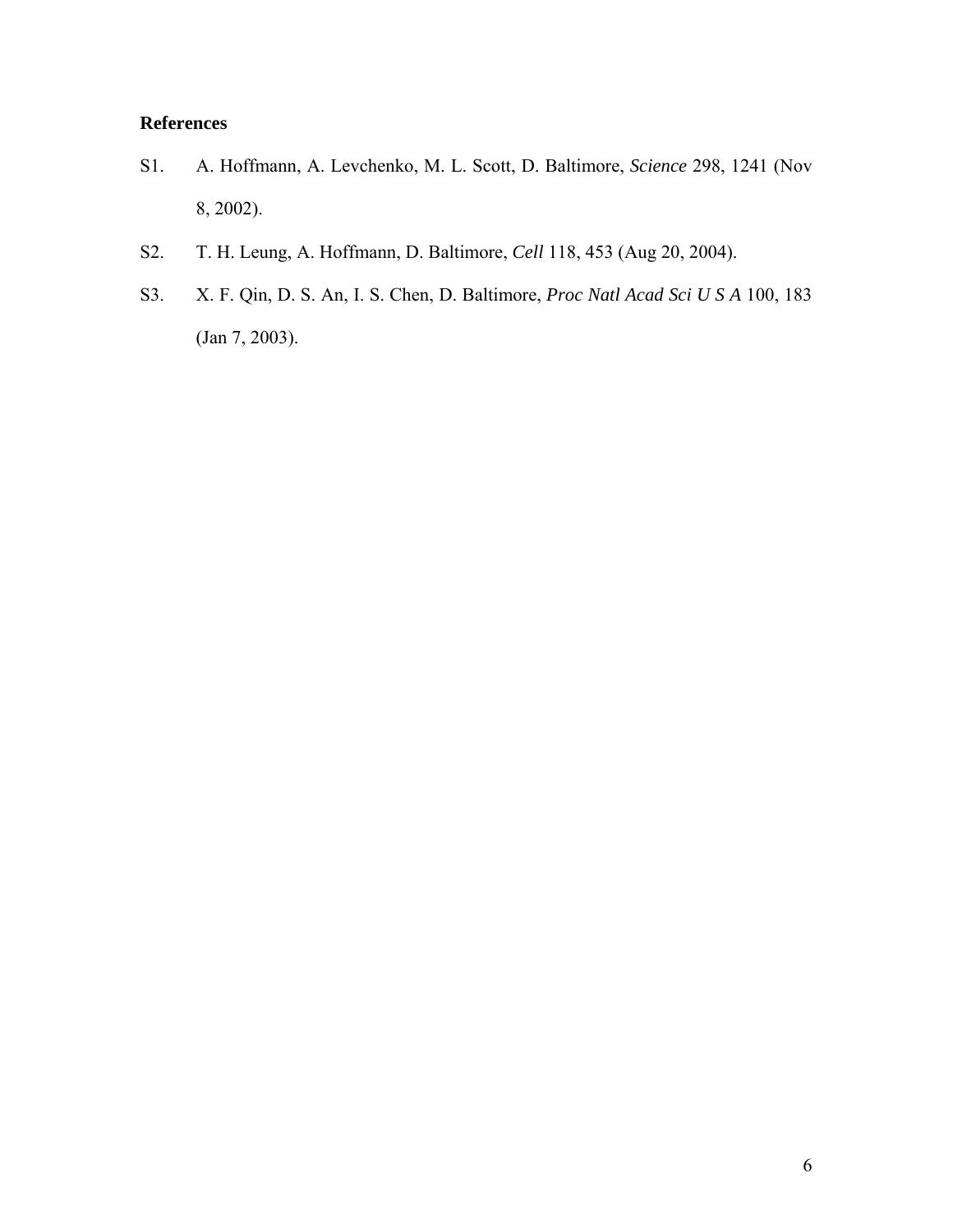**References**

S1. A. Hoffmann, A. Levchenko, M. L. Scott, D. Baltimore, *Science* 298, 1241 (Nov 8, 2002).

S2. T. H. Leung, A. Hoffmann, D. Baltimore, *Cell* 118, 453 (Aug 20, 2004).

S3. X. F. Qin, D. S. An, I. S. Chen, D. Baltimore, *Proc Natl Acad Sci U S A* 100, 183 (Jan 7, 2003).